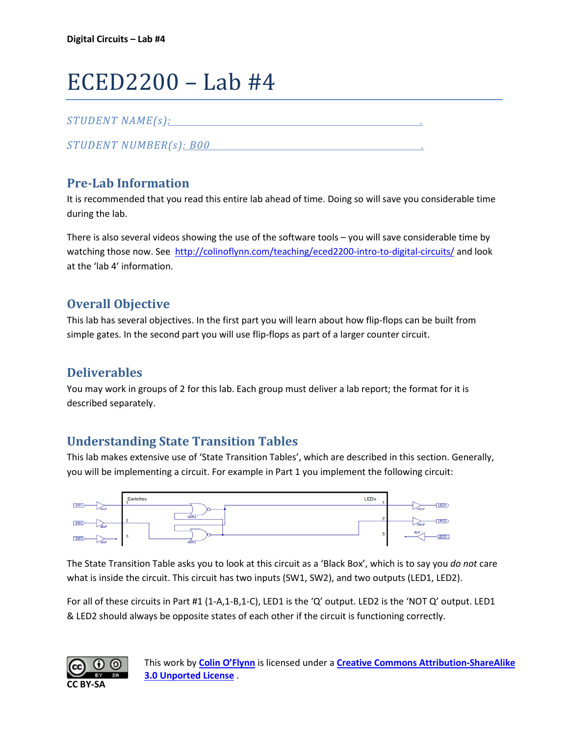# ECED2200 – Lab #4

*STUDENT NAME(s):* \_\_\_\_\_\_\_\_\_\_\_\_\_\_\_\_\_\_\_\_\_\_\_\_\_\_\_\_\_\_\_\_\_\_\_\_\_\_\_\_.

*STUDENT NUMBER(s): B00* \_\_\_\_\_\_\_\_\_\_\_\_\_\_\_\_\_\_\_\_\_\_\_\_\_\_\_\_\_\_\_\_\_\_\_\_.

## Pre-Lab Information

It is recommended that you read this entire lab ahead of time. Doing so will save you considerable time during the lab.

There is also several videos showing the use of the software tools – you will save considerable time by watching those now. See http://colinoflynn.com/teaching/eced2200-intro-to-digital-circuits/ and look at the 'lab 4' information.

## Overall Objective

This lab has several objectives. In the first part you will learn about how flip-flops can be built from simple gates. In the second part you will use flip-flops as part of a larger counter circuit.

## Deliverables

You may work in groups of 2 for this lab. Each group must deliver a lab report; the format for it is described separately.

## Understanding State Transition Tables

This lab makes extensive use of 'State Transition Tables', which are described in this section. Generally, you will be implementing a circuit. For example in Part 1 you implement the following circuit:

The State Transition Table asks you to look at this circuit as a 'Black Box', which is to say you *do not* care what is inside the circuit. This circuit has two inputs (SW1, SW2), and two outputs (LED1, LED2).

For all of these circuits in Part #1 (1-A,1-B,1-C), LED1 is the 'Q' output. LED2 is the 'NOT Q' output. LED1 & LED2 should always be opposite states of each other if the circuit is functioning correctly.

This work by Colin O'Flynn is licensed under a Creative Commons Attribution-ShareAlike 3.0 Unported License.

CC BY-SA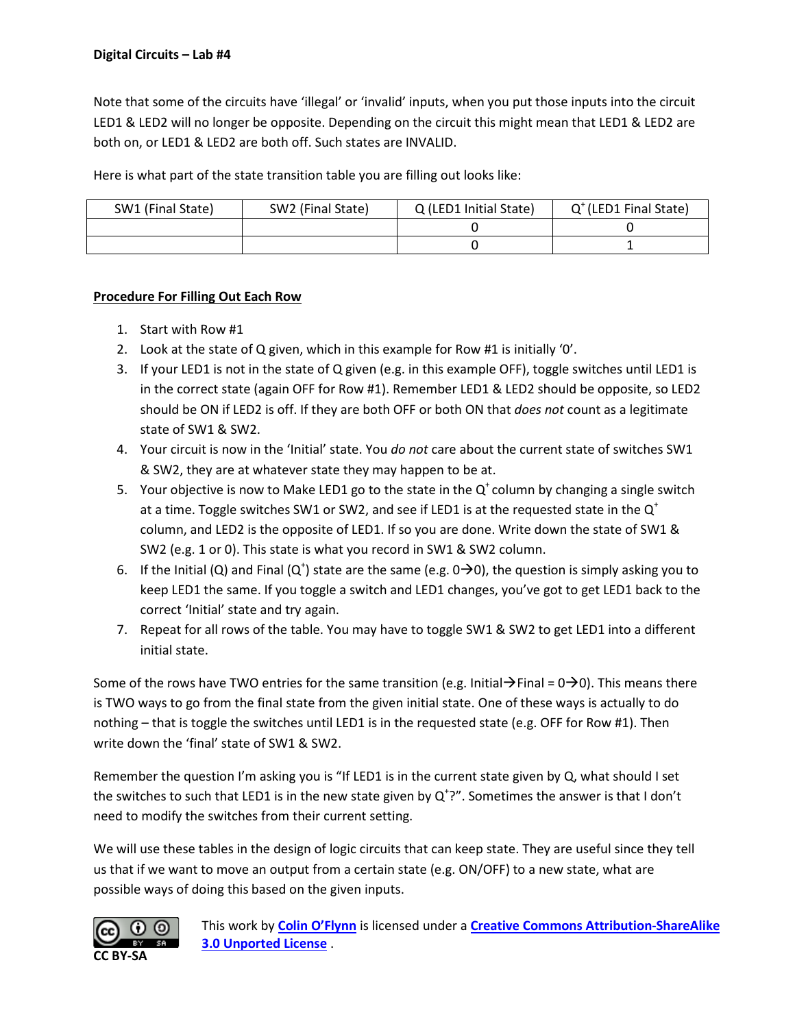**Digital Circuits – Lab #4**

Note that some of the circuits have 'illegal' or 'invalid' inputs, when you put those inputs into the circuit LED1 & LED2 will no longer be opposite. Depending on the circuit this might mean that LED1 & LED2 are both on, or LED1 & LED2 are both off. Such states are INVALID.

Here is what part of the state transition table you are filling out looks like:

| SW1 (Final State) | SW2 (Final State) | Q (LED1 Initial State) | $Q^+$ (LED1 Final State) |
|---|---|---|---|
| | | 0 | 0 |
| | | 0 | 1 |

**Procedure For Filling Out Each Row**

1. Start with Row #1
2. Look at the state of Q given, which in this example for Row #1 is initially '0'.
3. If your LED1 is not in the state of Q given (e.g. in this example OFF), toggle switches until LED1 is in the correct state (again OFF for Row #1). Remember LED1 & LED2 should be opposite, so LED2 should be ON if LED2 is off. If they are both OFF or both ON that *does not* count as a legitimate state of SW1 & SW2.
4. Your circuit is now in the 'Initial' state. You *do not* care about the current state of switches SW1 & SW2, they are at whatever state they may happen to be at.
5. Your objective is now to Make LED1 go to the state in the $Q^+$ column by changing a single switch at a time. Toggle switches SW1 or SW2, and see if LED1 is at the requested state in the $Q^+$ column, and LED2 is the opposite of LED1. If so you are done. Write down the state of SW1 & SW2 (e.g. 1 or 0). This state is what you record in SW1 & SW2 column.
6. If the Initial (Q) and Final ($Q^+$) state are the same (e.g. 0→0), the question is simply asking you to keep LED1 the same. If you toggle a switch and LED1 changes, you've got to get LED1 back to the correct 'Initial' state and try again.
7. Repeat for all rows of the table. You may have to toggle SW1 & SW2 to get LED1 into a different initial state.

Some of the rows have TWO entries for the same transition (e.g. Initial→Final = 0→0). This means there is TWO ways to go from the final state from the given initial state. One of these ways is actually to do nothing – that is toggle the switches until LED1 is in the requested state (e.g. OFF for Row #1). Then write down the 'final' state of SW1 & SW2.

Remember the question I'm asking you is "If LED1 is in the current state given by Q, what should I set the switches to such that LED1 is in the new state given by $Q^+$?". Sometimes the answer is that I don't need to modify the switches from their current setting.

We will use these tables in the design of logic circuits that can keep state. They are useful since they tell us that if we want to move an output from a certain state (e.g. ON/OFF) to a new state, what are possible ways of doing this based on the given inputs.

CC BY-SA

This work by **Colin O'Flynn** is licensed under a **Creative Commons Attribution-ShareAlike 3.0 Unported License** .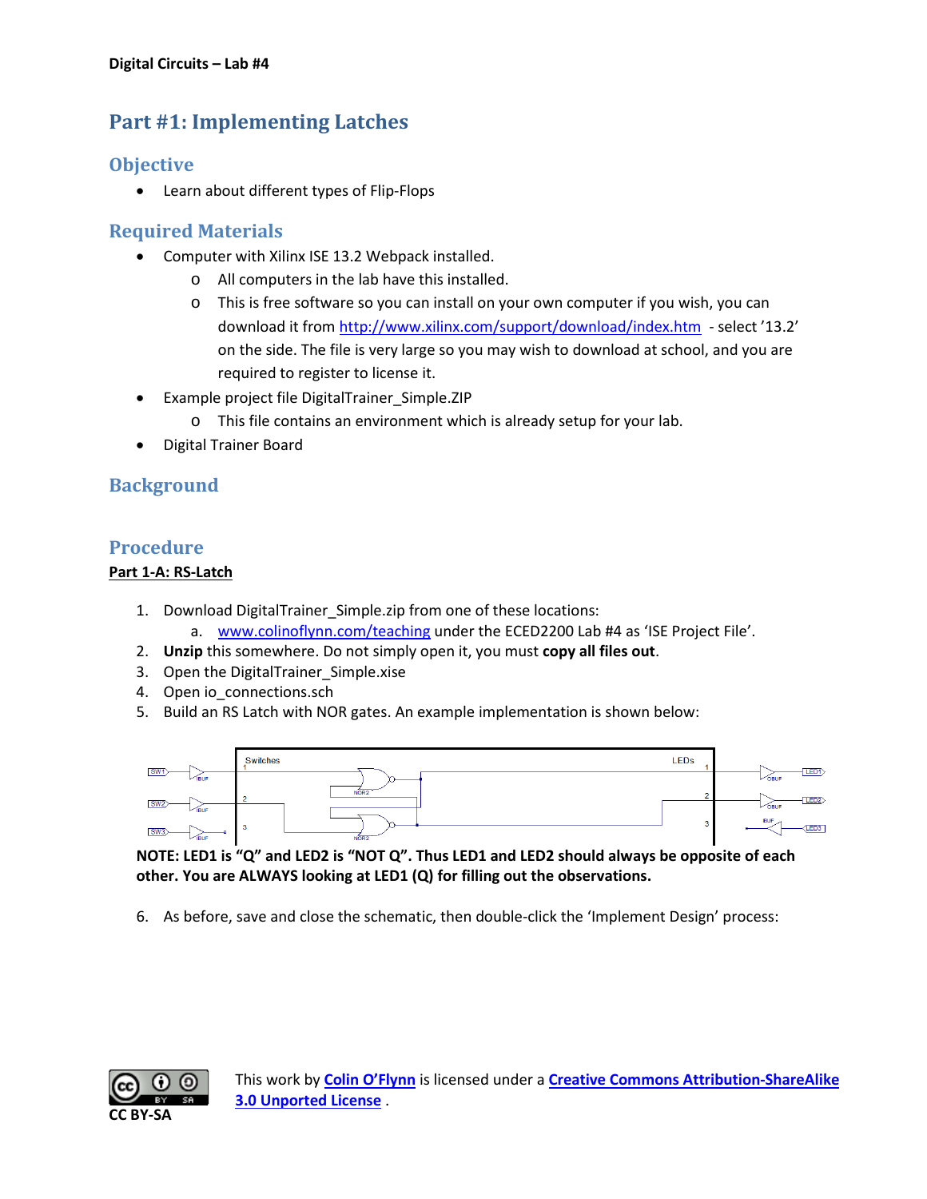**Digital Circuits – Lab #4**

# Part #1: Implementing Latches

## Objective

- Learn about different types of Flip-Flops

## Required Materials

- Computer with Xilinx ISE 13.2 Webpack installed.
    - All computers in the lab have this installed.
    - This is free software so you can install on your own computer if you wish, you can download it from http://www.xilinx.com/support/download/index.htm - select '13.2' on the side. The file is very large so you may wish to download at school, and you are required to register to license it.
- Example project file DigitalTrainer_Simple.ZIP
    - This file contains an environment which is already setup for your lab.
- Digital Trainer Board

## Background

## Procedure

**Part 1-A: RS-Latch**

1. Download DigitalTrainer_Simple.zip from one of these locations:
    a. www.colinoflynn.com/teaching under the ECED2200 Lab #4 as 'ISE Project File'.
2. **Unzip** this somewhere. Do not simply open it, you must **copy all files out**.
3. Open the DigitalTrainer_Simple.xise
4. Open io_connections.sch
5. Build an RS Latch with NOR gates. An example implementation is shown below:

**NOTE: LED1 is "Q" and LED2 is "NOT Q". Thus LED1 and LED2 should always be opposite of each other. You are ALWAYS looking at LED1 (Q) for filling out the observations.**

6. As before, save and close the schematic, then double-click the 'Implement Design' process:

CC BY-SA

This work by **Colin O'Flynn** is licensed under a **Creative Commons Attribution-ShareAlike 3.0 Unported License**.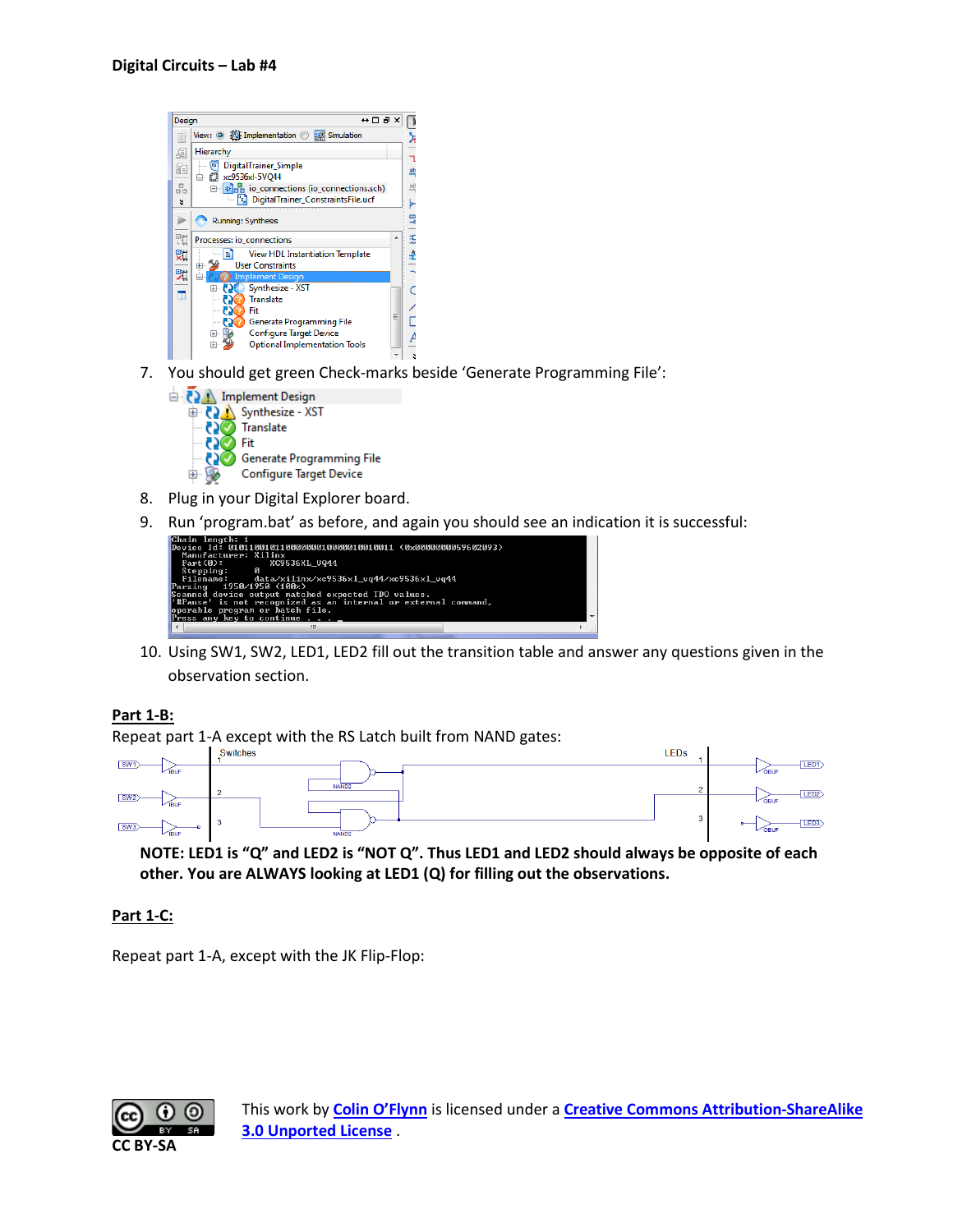**Digital Circuits – Lab #4**

7. You should get green Check-marks beside 'Generate Programming File':
8. Plug in your Digital Explorer board.
9. Run 'program.bat' as before, and again you should see an indication it is successful:
10. Using SW1, SW2, LED1, LED2 fill out the transition table and answer any questions given in the observation section.

**Part 1-B:**

Repeat part 1-A except with the RS Latch built from NAND gates:

**NOTE: LED1 is "Q" and LED2 is "NOT Q". Thus LED1 and LED2 should always be opposite of each other. You are ALWAYS looking at LED1 (Q) for filling out the observations.**

**Part 1-C:**

Repeat part 1-A, except with the JK Flip-Flop:

This work by **Colin O'Flynn** is licensed under a **Creative Commons Attribution-ShareAlike 3.0 Unported License** .

CC BY-SA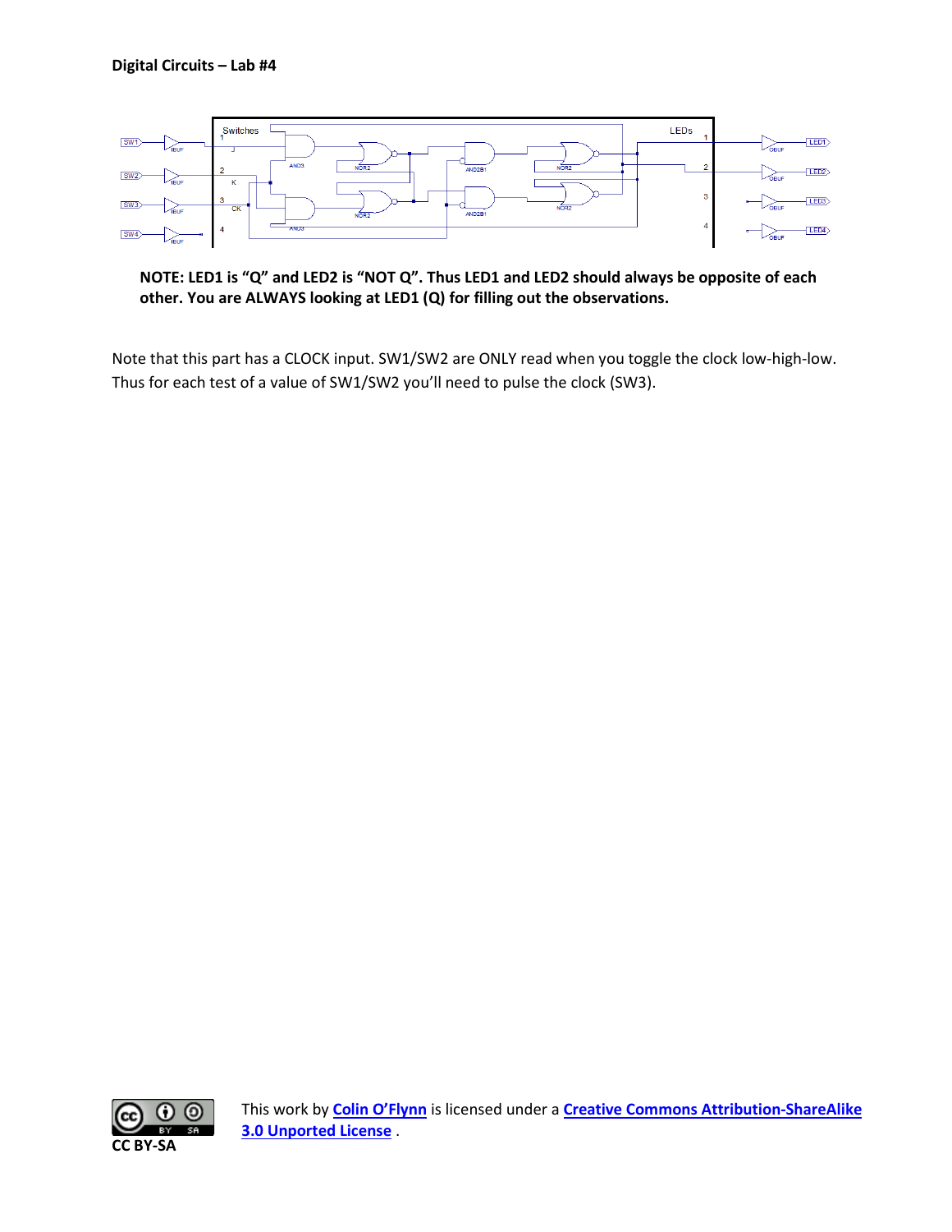**NOTE: LED1 is "Q" and LED2 is "NOT Q". Thus LED1 and LED2 should always be opposite of each other. You are ALWAYS looking at LED1 (Q) for filling out the observations.**

Note that this part has a CLOCK input. SW1/SW2 are ONLY read when you toggle the clock low-high-low. Thus for each test of a value of SW1/SW2 you'll need to pulse the clock (SW3).

This work by **Colin O'Flynn** is licensed under a **Creative Commons Attribution-ShareAlike 3.0 Unported License** .

CC BY-SA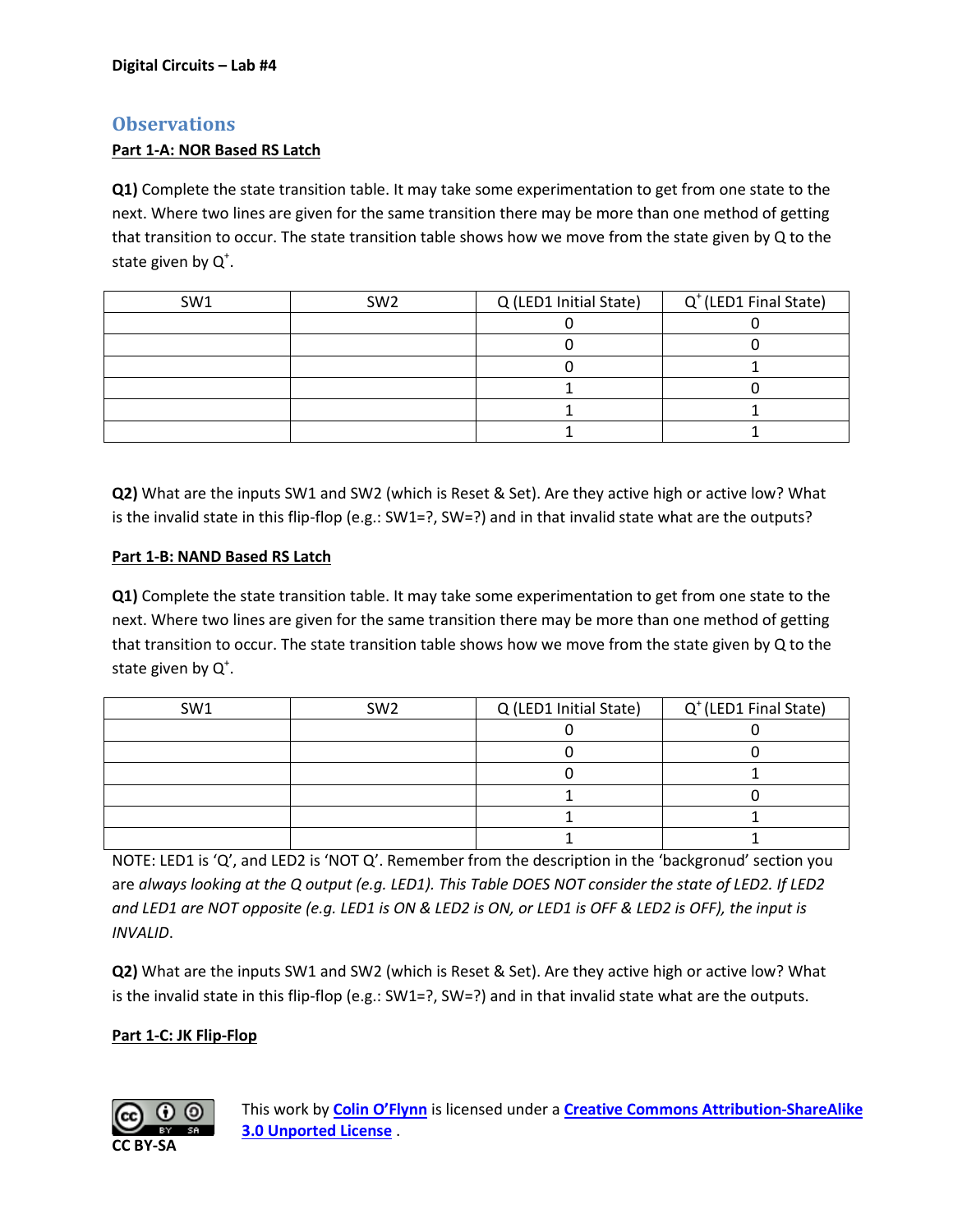## Observations

### Part 1-A: NOR Based RS Latch

**Q1)** Complete the state transition table. It may take some experimentation to get from one state to the next. Where two lines are given for the same transition there may be more than one method of getting that transition to occur. The state transition table shows how we move from the state given by Q to the state given by $Q^+$.

| SW1 | SW2 | Q (LED1 Initial State) | $Q^+$ (LED1 Final State) |
|---|---|---|---|
| | | 0 | 0 |
| | | 0 | 0 |
| | | 0 | 1 |
| | | 1 | 0 |
| | | 1 | 1 |
| | | 1 | 1 |

**Q2)** What are the inputs SW1 and SW2 (which is Reset & Set). Are they active high or active low? What is the invalid state in this flip-flop (e.g.: SW1=?, SW=?) and in that invalid state what are the outputs?

### Part 1-B: NAND Based RS Latch

**Q1)** Complete the state transition table. It may take some experimentation to get from one state to the next. Where two lines are given for the same transition there may be more than one method of getting that transition to occur. The state transition table shows how we move from the state given by Q to the state given by $Q^+$.

| SW1 | SW2 | Q (LED1 Initial State) | $Q^+$ (LED1 Final State) |
|---|---|---|---|
| | | 0 | 0 |
| | | 0 | 0 |
| | | 0 | 1 |
| | | 1 | 0 |
| | | 1 | 1 |
| | | 1 | 1 |

NOTE: LED1 is 'Q', and LED2 is 'NOT Q'. Remember from the description in the 'backgronud' section you *are always looking at the Q output (e.g. LED1). This Table DOES NOT consider the state of LED2. If LED2 and LED1 are NOT opposite (e.g. LED1 is ON & LED2 is ON, or LED1 is OFF & LED2 is OFF), the input is INVALID*.

**Q2)** What are the inputs SW1 and SW2 (which is Reset & Set). Are they active high or active low? What is the invalid state in this flip-flop (e.g.: SW1=?, SW=?) and in that invalid state what are the outputs.

### Part 1-C: JK Flip-Flop

CC BY-SA

This work by **Colin O'Flynn** is licensed under a **Creative Commons Attribution-ShareAlike 3.0 Unported License** .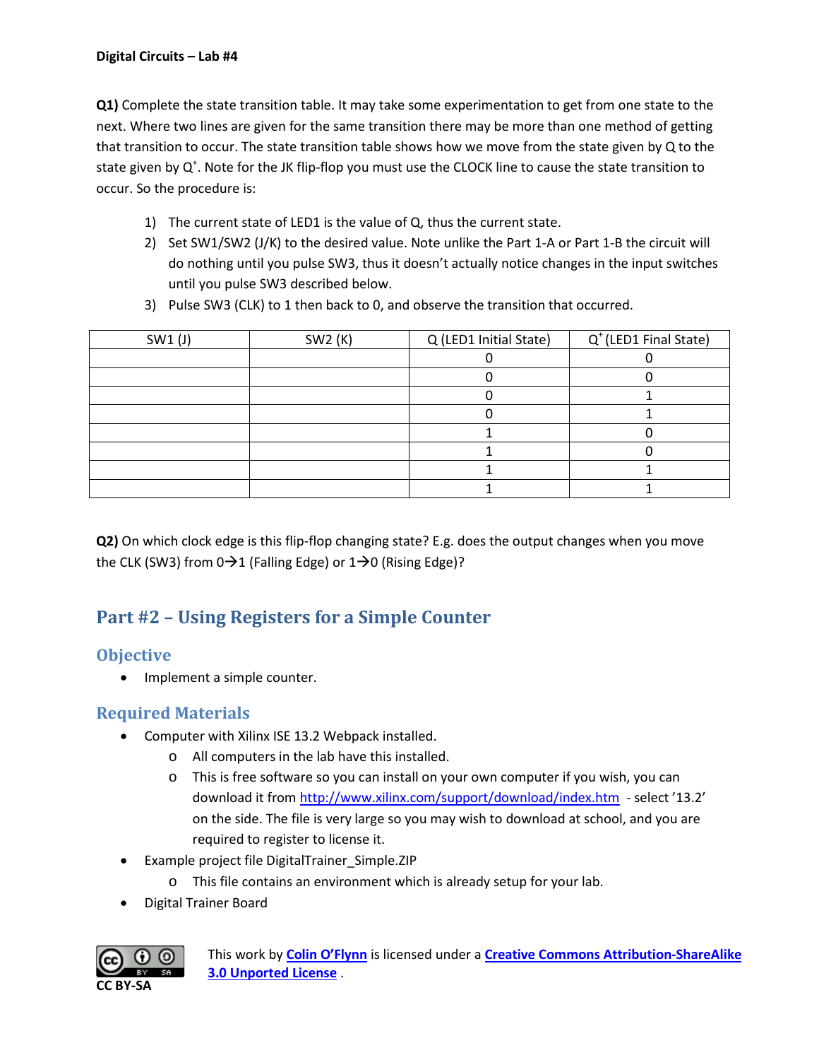**Digital Circuits – Lab #4**

**Q1)** Complete the state transition table. It may take some experimentation to get from one state to the next. Where two lines are given for the same transition there may be more than one method of getting that transition to occur. The state transition table shows how we move from the state given by Q to the state given by $Q^+$. Note for the JK flip-flop you must use the CLOCK line to cause the state transition to occur. So the procedure is:

1) The current state of LED1 is the value of Q, thus the current state.
2) Set SW1/SW2 (J/K) to the desired value. Note unlike the Part 1-A or Part 1-B the circuit will do nothing until you pulse SW3, thus it doesn't actually notice changes in the input switches until you pulse SW3 described below.
3) Pulse SW3 (CLK) to 1 then back to 0, and observe the transition that occurred.

| SW1 (J) | SW2 (K) | Q (LED1 Initial State) | $Q^+$ (LED1 Final State) |
|---|---|---|---|
| | | 0 | 0 |
| | | 0 | 0 |
| | | 0 | 1 |
| | | 0 | 1 |
| | | 1 | 0 |
| | | 1 | 0 |
| | | 1 | 1 |
| | | 1 | 1 |

**Q2)** On which clock edge is this flip-flop changing state? E.g. does the output changes when you move the CLK (SW3) from 0→1 (Falling Edge) or 1→0 (Rising Edge)?

## Part #2 – Using Registers for a Simple Counter

### Objective

- Implement a simple counter.

### Required Materials

- Computer with Xilinx ISE 13.2 Webpack installed.
  - All computers in the lab have this installed.
  - This is free software so you can install on your own computer if you wish, you can download it from http://www.xilinx.com/support/download/index.htm - select '13.2' on the side. The file is very large so you may wish to download at school, and you are required to register to license it.
- Example project file DigitalTrainer_Simple.ZIP
  - This file contains an environment which is already setup for your lab.
- Digital Trainer Board

CC BY-SA

This work by **Colin O'Flynn** is licensed under a **Creative Commons Attribution-ShareAlike 3.0 Unported License** .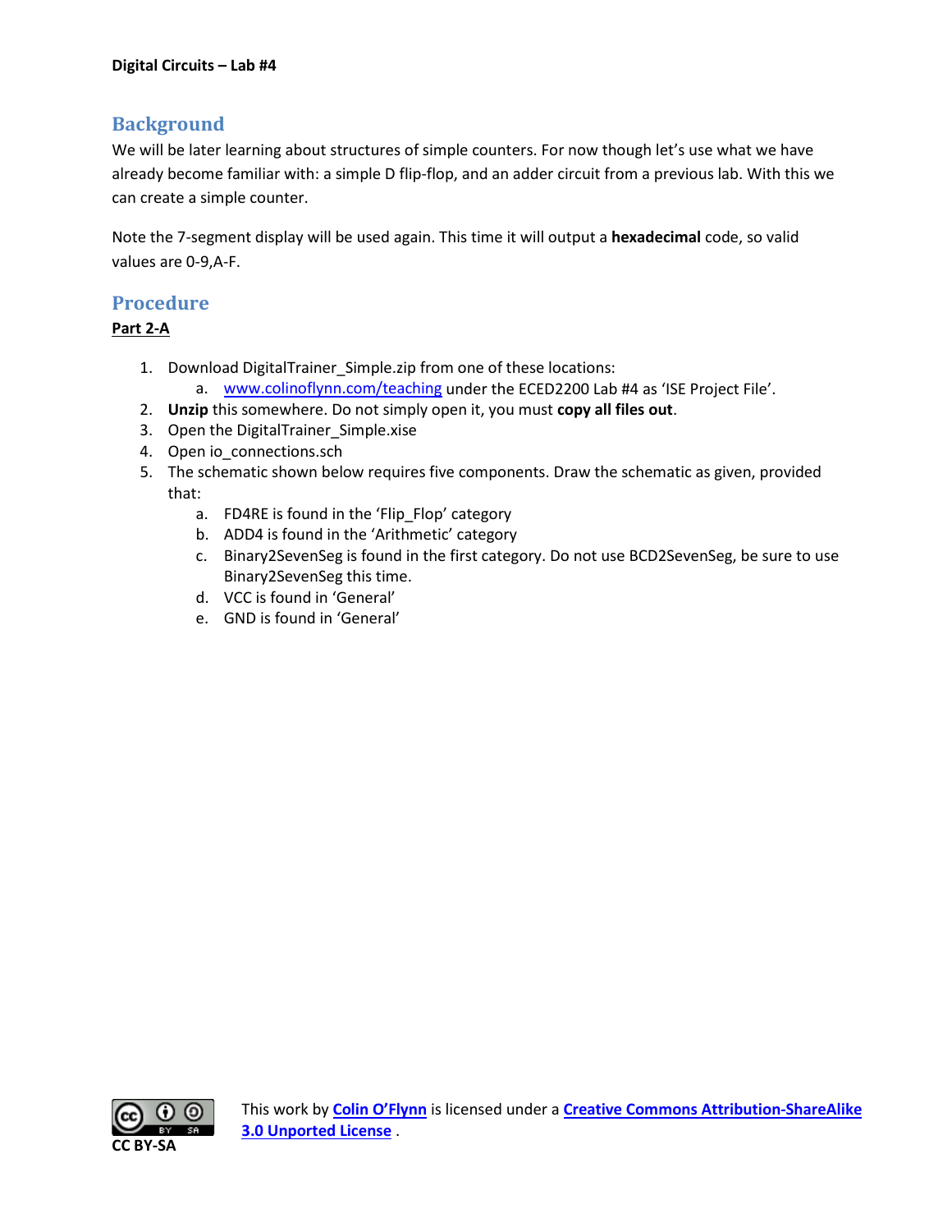## Background

We will be later learning about structures of simple counters. For now though let's use what we have already become familiar with: a simple D flip-flop, and an adder circuit from a previous lab. With this we can create a simple counter.

Note the 7-segment display will be used again. This time it will output a **hexadecimal** code, so valid values are 0-9,A-F.

## Procedure

**Part 2-A**

1. Download DigitalTrainer_Simple.zip from one of these locations:
   a. [www.colinoflynn.com/teaching](www.colinoflynn.com/teaching) under the ECED2200 Lab #4 as 'ISE Project File'.
2. **Unzip** this somewhere. Do not simply open it, you must **copy all files out**.
3. Open the DigitalTrainer_Simple.xise
4. Open io_connections.sch
5. The schematic shown below requires five components. Draw the schematic as given, provided that:
   a. FD4RE is found in the 'Flip_Flop' category
   b. ADD4 is found in the 'Arithmetic' category
   c. Binary2SevenSeg is found in the first category. Do not use BCD2SevenSeg, be sure to use Binary2SevenSeg this time.
   d. VCC is found in 'General'
   e. GND is found in 'General'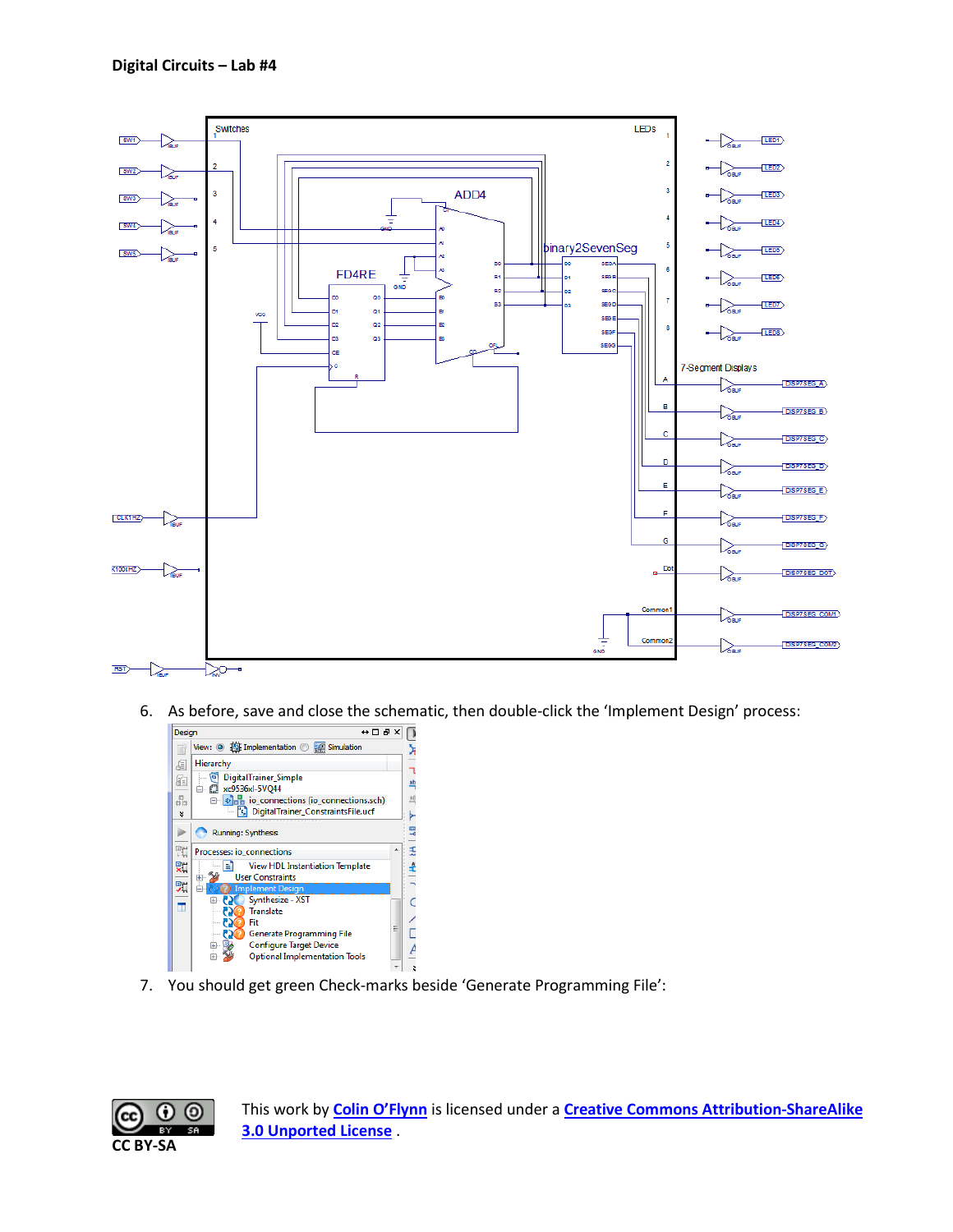**Digital Circuits – Lab #4**

6. As before, save and close the schematic, then double-click the 'Implement Design' process:

7. You should get green Check-marks beside 'Generate Programming File':

CC BY-SA

This work by **Colin O'Flynn** is licensed under a **Creative Commons Attribution-ShareAlike 3.0 Unported License** .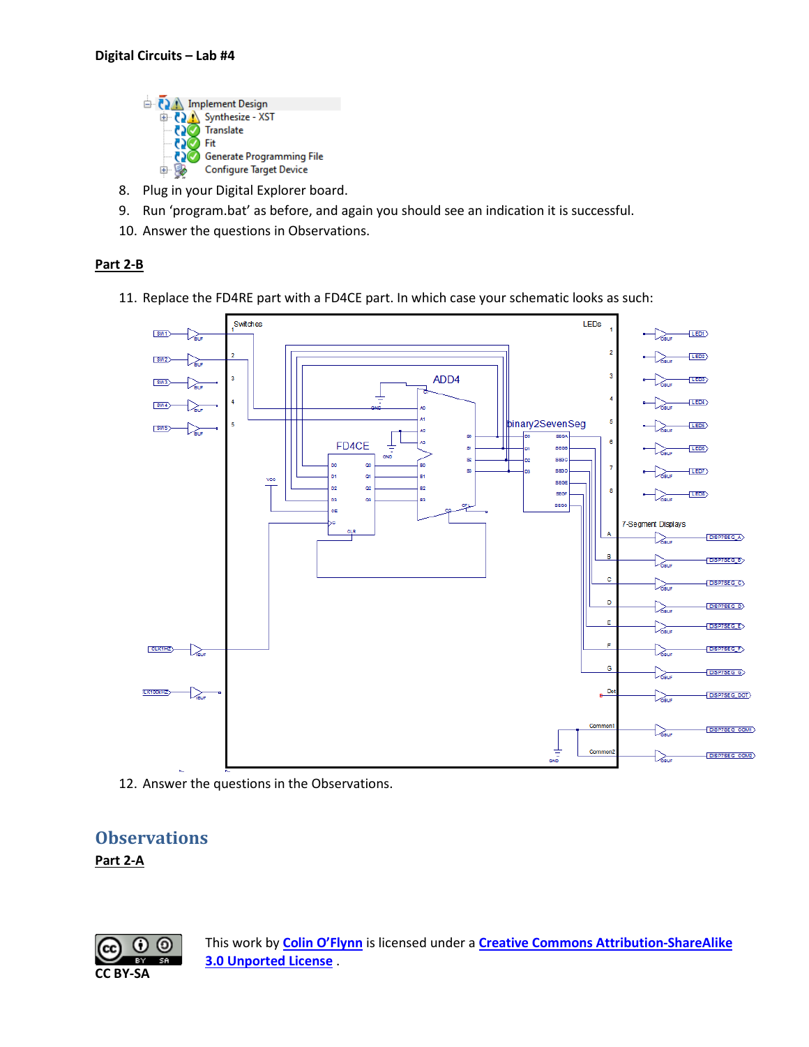8. Plug in your Digital Explorer board.
9. Run 'program.bat' as before, and again you should see an indication it is successful.
10. Answer the questions in Observations.

**Part 2-B**

11. Replace the FD4RE part with a FD4CE part. In which case your schematic looks as such:

12. Answer the questions in the Observations.

# Observations

**Part 2-A**

CC BY-SA

This work by **Colin O'Flynn** is licensed under a **Creative Commons Attribution-ShareAlike 3.0 Unported License** .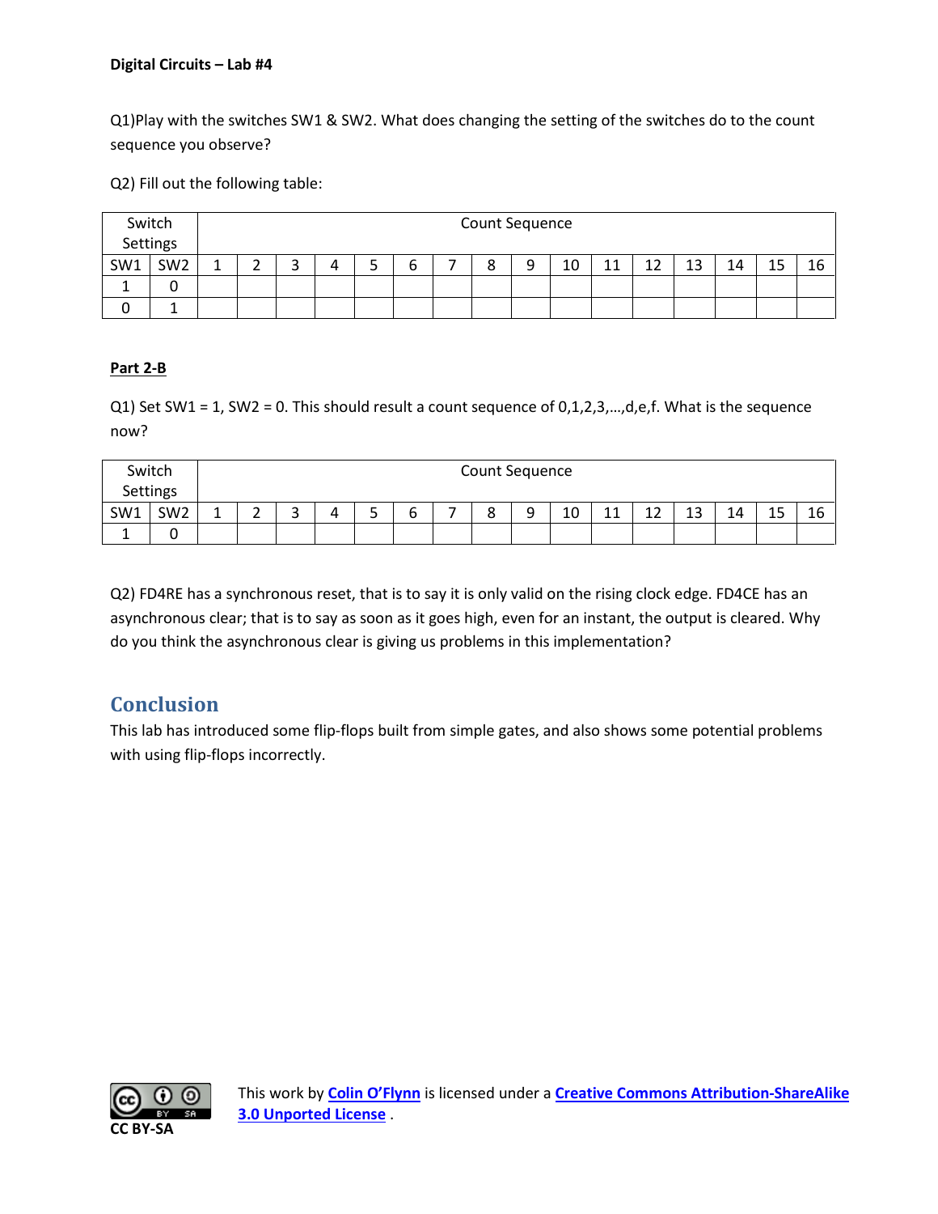Q1)Play with the switches SW1 & SW2. What does changing the setting of the switches do to the count sequence you observe?

Q2) Fill out the following table:

| Switch Settings | | Count Sequence | | | | | | | | | | | | | | | |
|---|---|---|---|---|---|---|---|---|---|---|---|---|---|---|---|---|---|
| SW1 | SW2 | 1 | 2 | 3 | 4 | 5 | 6 | 7 | 8 | 9 | 10 | 11 | 12 | 13 | 14 | 15 | 16 |
| 1 | 0 | | | | | | | | | | | | | | | | |
| 0 | 1 | | | | | | | | | | | | | | | | |

**Part 2-B**

Q1) Set SW1 = 1, SW2 = 0. This should result a count sequence of 0,1,2,3,…,d,e,f. What is the sequence now?

| Switch Settings | | Count Sequence | | | | | | | | | | | | | | | |
|---|---|---|---|---|---|---|---|---|---|---|---|---|---|---|---|---|---|
| SW1 | SW2 | 1 | 2 | 3 | 4 | 5 | 6 | 7 | 8 | 9 | 10 | 11 | 12 | 13 | 14 | 15 | 16 |
| 1 | 0 | | | | | | | | | | | | | | | | |

Q2) FD4RE has a synchronous reset, that is to say it is only valid on the rising clock edge. FD4CE has an asynchronous clear; that is to say as soon as it goes high, even for an instant, the output is cleared. Why do you think the asynchronous clear is giving us problems in this implementation?

## Conclusion

This lab has introduced some flip-flops built from simple gates, and also shows some potential problems with using flip-flops incorrectly.

CC BY-SA

This work by **Colin O'Flynn** is licensed under a **Creative Commons Attribution-ShareAlike 3.0 Unported License** .